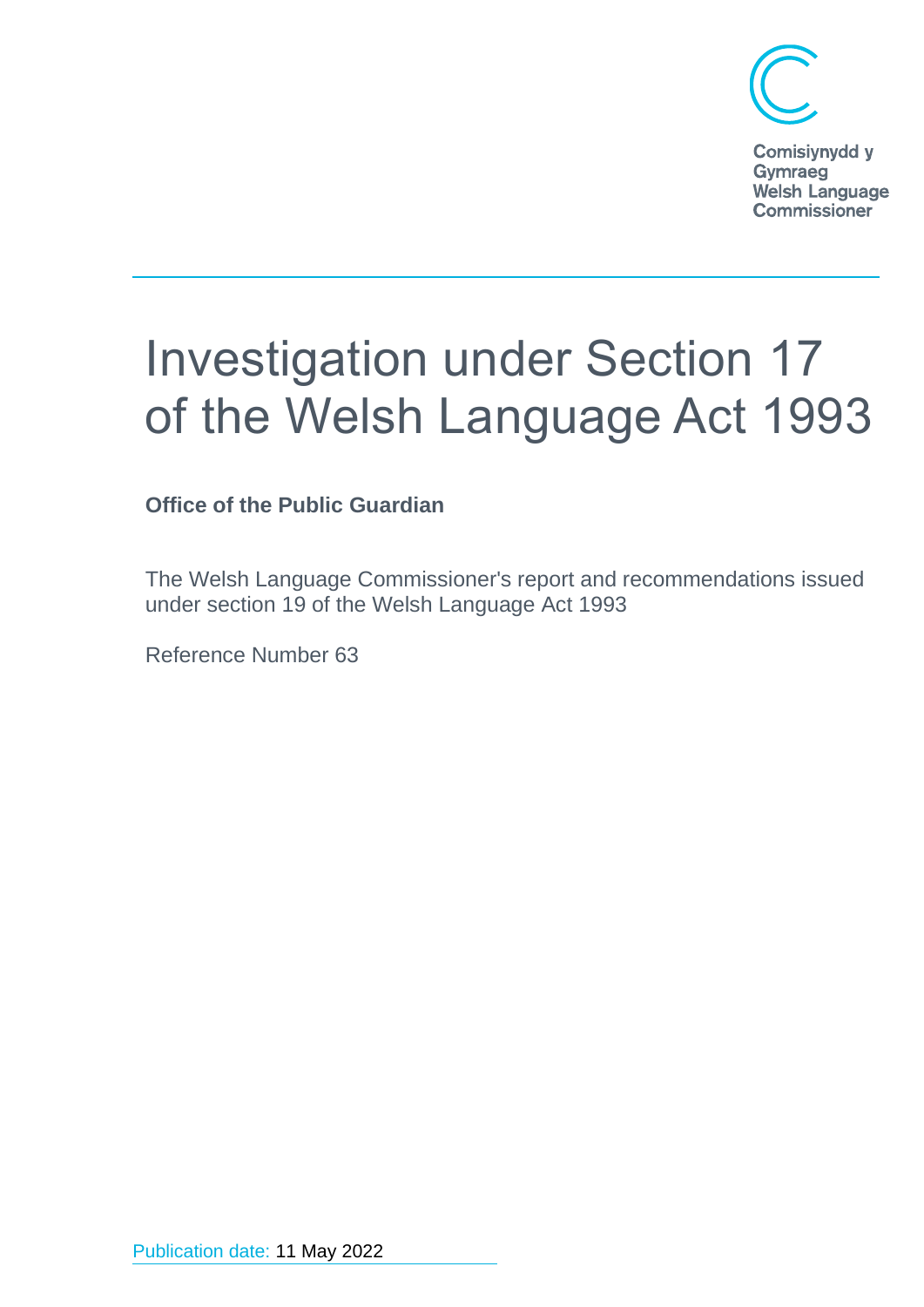Comisiynydd y Gymraeg
Welsh Language Commissioner

# Investigation under Section 17 of the Welsh Language Act 1993

**Office of the Public Guardian**

The Welsh Language Commissioner's report and recommendations issued under section 19 of the Welsh Language Act 1993

Reference Number 63

Publication date: 11 May 2022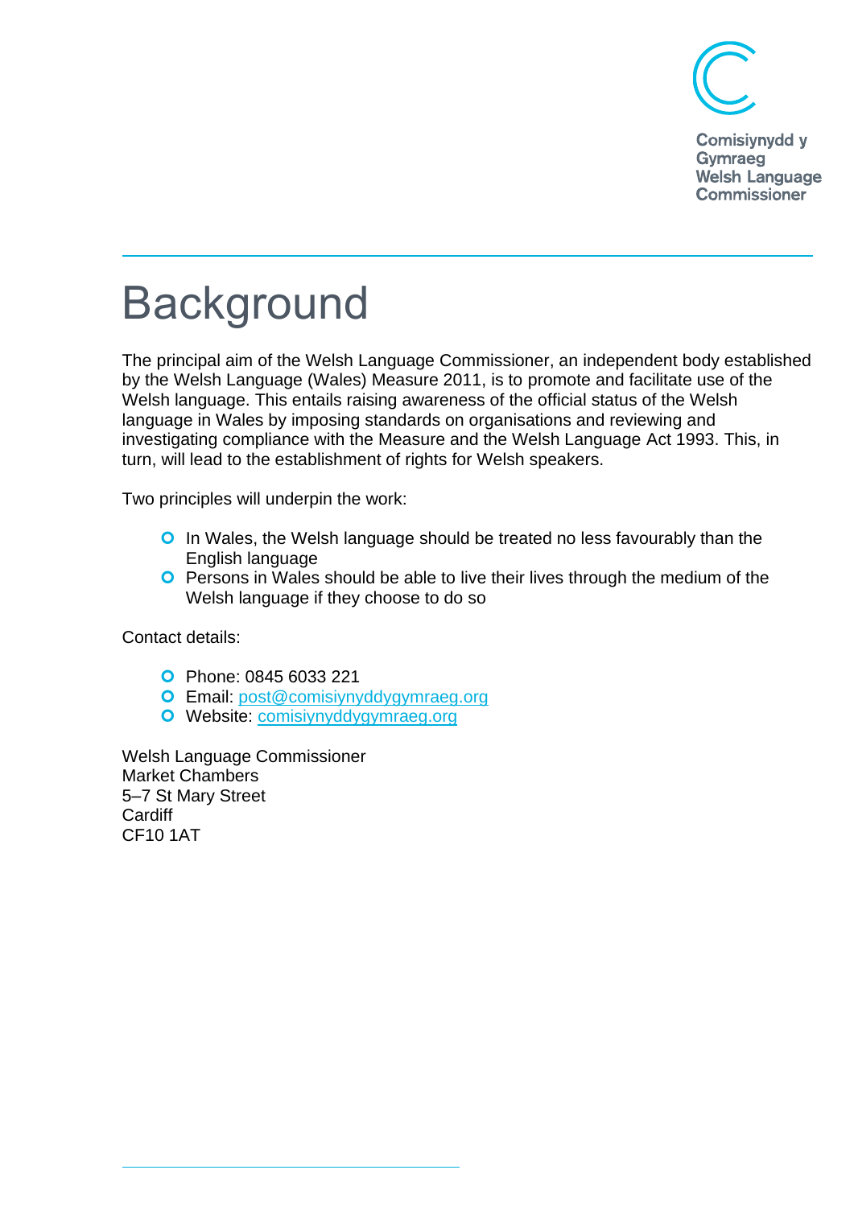# Background

The principal aim of the Welsh Language Commissioner, an independent body established by the Welsh Language (Wales) Measure 2011, is to promote and facilitate use of the Welsh language. This entails raising awareness of the official status of the Welsh language in Wales by imposing standards on organisations and reviewing and investigating compliance with the Measure and the Welsh Language Act 1993. This, in turn, will lead to the establishment of rights for Welsh speakers.

Two principles will underpin the work:

- In Wales, the Welsh language should be treated no less favourably than the English language
- Persons in Wales should be able to live their lives through the medium of the Welsh language if they choose to do so

Contact details:

- Phone: 0845 6033 221
- Email: [post@comisiynyddygymraeg.org](mailto:post@comisiynyddygymraeg.org)
- Website: [comisiynyddygymraeg.org](comisiynyddygymraeg.org)

Welsh Language Commissioner
Market Chambers
5–7 St Mary Street
Cardiff
CF10 1AT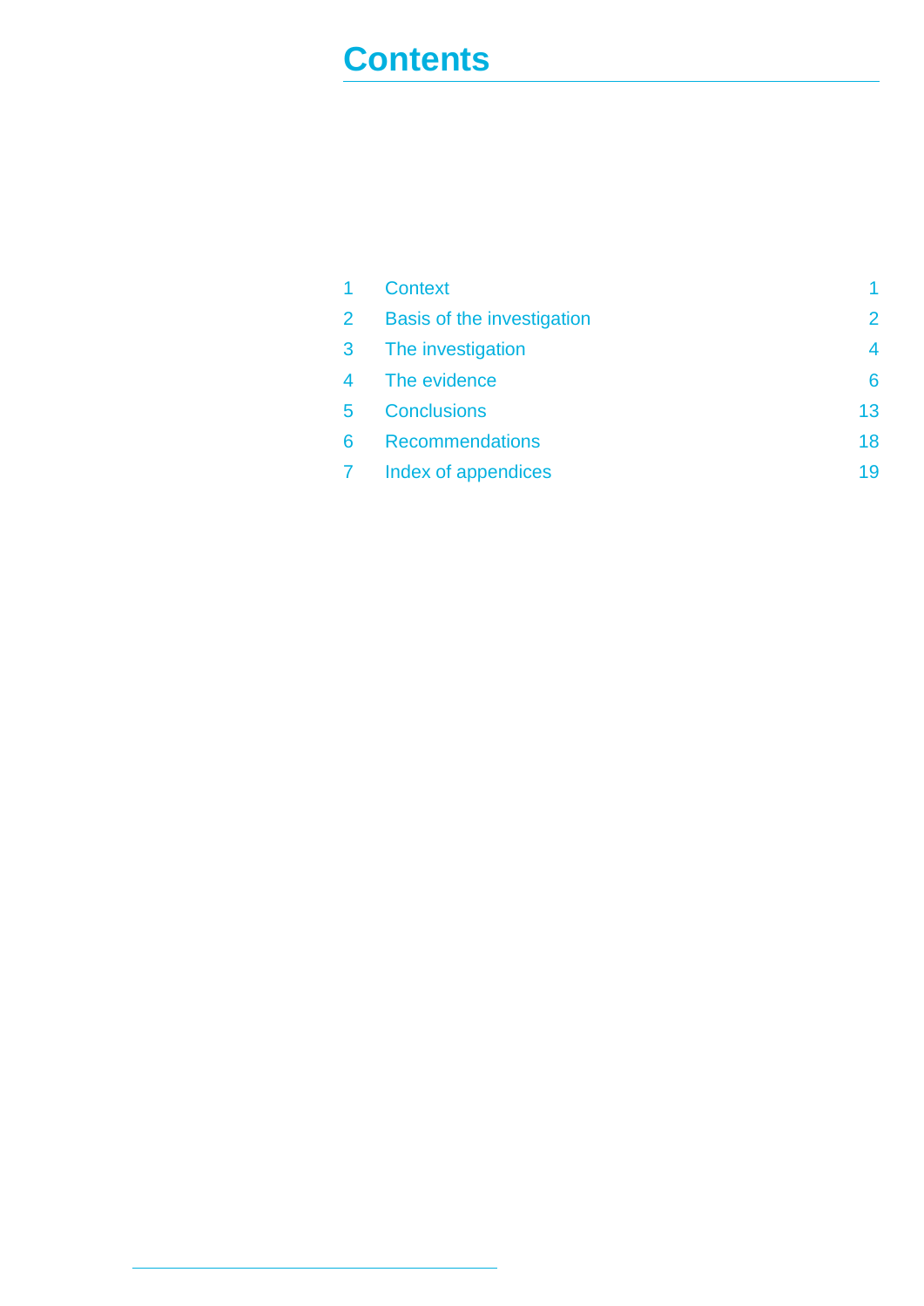# Contents

| | | |
|---|---|---|
| 1 | Context | 1 |
| 2 | Basis of the investigation | 2 |
| 3 | The investigation | 4 |
| 4 | The evidence | 6 |
| 5 | Conclusions | 13 |
| 6 | Recommendations | 18 |
| 7 | Index of appendices | 19 |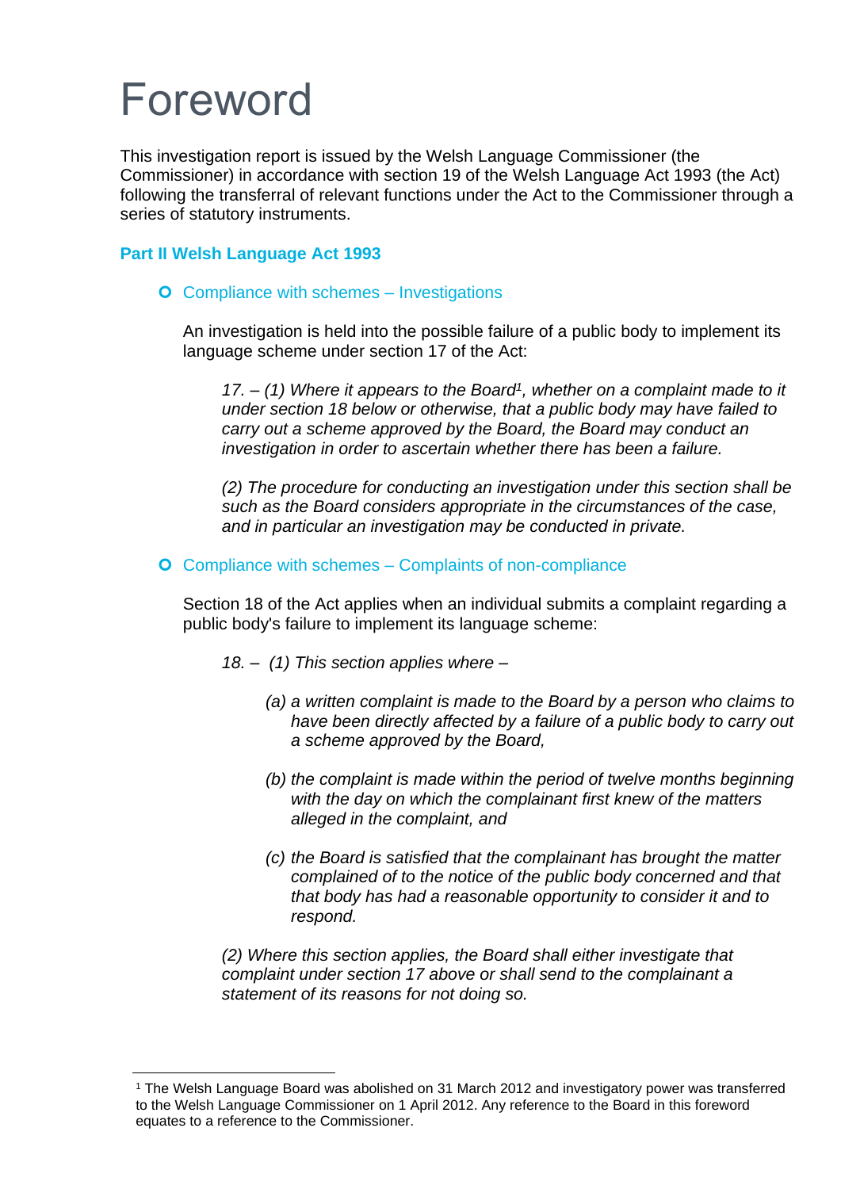# Foreword

This investigation report is issued by the Welsh Language Commissioner (the Commissioner) in accordance with section 19 of the Welsh Language Act 1993 (the Act) following the transferral of relevant functions under the Act to the Commissioner through a series of statutory instruments.

### Part II Welsh Language Act 1993

- Compliance with schemes – Investigations

  An investigation is held into the possible failure of a public body to implement its language scheme under section 17 of the Act:

  > *17. – (1) Where it appears to the Board[1], whether on a complaint made to it under section 18 below or otherwise, that a public body may have failed to carry out a scheme approved by the Board, the Board may conduct an investigation in order to ascertain whether there has been a failure.*
  >
  > *(2) The procedure for conducting an investigation under this section shall be such as the Board considers appropriate in the circumstances of the case, and in particular an investigation may be conducted in private.*

- Compliance with schemes – Complaints of non-compliance

  Section 18 of the Act applies when an individual submits a complaint regarding a public body's failure to implement its language scheme:

  > *18. – (1) This section applies where –*
  >
  > *(a) a written complaint is made to the Board by a person who claims to have been directly affected by a failure of a public body to carry out a scheme approved by the Board,*
  >
  > *(b) the complaint is made within the period of twelve months beginning with the day on which the complainant first knew of the matters alleged in the complaint, and*
  >
  > *(c) the Board is satisfied that the complainant has brought the matter complained of to the notice of the public body concerned and that that body has had a reasonable opportunity to consider it and to respond.*
  >
  > *(2) Where this section applies, the Board shall either investigate that complaint under section 17 above or shall send to the complainant a statement of its reasons for not doing so.*

[1] The Welsh Language Board was abolished on 31 March 2012 and investigatory power was transferred to the Welsh Language Commissioner on 1 April 2012. Any reference to the Board in this foreword equates to a reference to the Commissioner.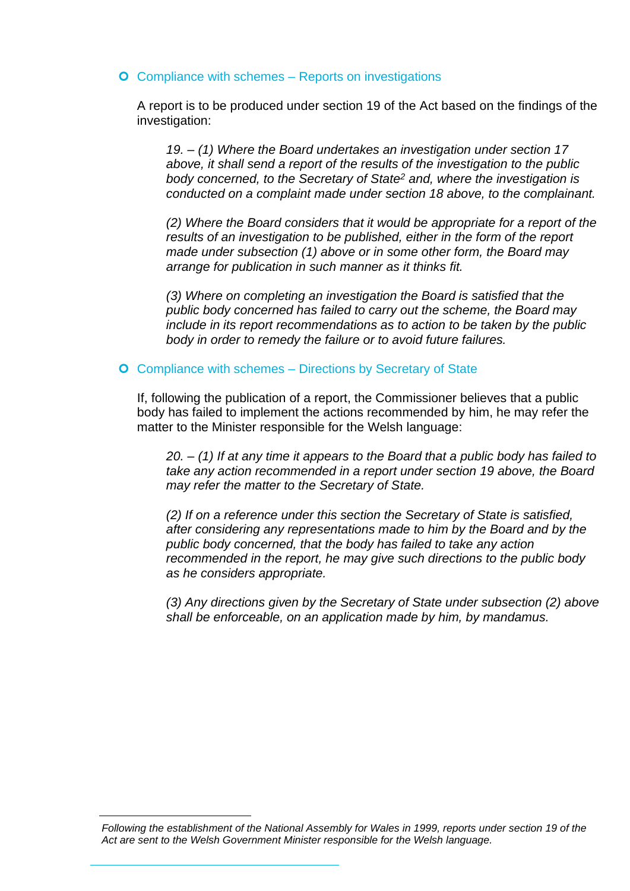## Compliance with schemes – Reports on investigations

A report is to be produced under section 19 of the Act based on the findings of the investigation:

> *19. – (1) Where the Board undertakes an investigation under section 17 above, it shall send a report of the results of the investigation to the public body concerned, to the Secretary of State[2] and, where the investigation is conducted on a complaint made under section 18 above, to the complainant.*
>
> *(2) Where the Board considers that it would be appropriate for a report of the results of an investigation to be published, either in the form of the report made under subsection (1) above or in some other form, the Board may arrange for publication in such manner as it thinks fit.*
>
> *(3) Where on completing an investigation the Board is satisfied that the public body concerned has failed to carry out the scheme, the Board may include in its report recommendations as to action to be taken by the public body in order to remedy the failure or to avoid future failures.*

## Compliance with schemes – Directions by Secretary of State

If, following the publication of a report, the Commissioner believes that a public body has failed to implement the actions recommended by him, he may refer the matter to the Minister responsible for the Welsh language:

> *20. – (1) If at any time it appears to the Board that a public body has failed to take any action recommended in a report under section 19 above, the Board may refer the matter to the Secretary of State.*
>
> *(2) If on a reference under this section the Secretary of State is satisfied, after considering any representations made to him by the Board and by the public body concerned, that the body has failed to take any action recommended in the report, he may give such directions to the public body as he considers appropriate.*
>
> *(3) Any directions given by the Secretary of State under subsection (2) above shall be enforceable, on an application made by him, by mandamus.*

---

*Following the establishment of the National Assembly for Wales in 1999, reports under section 19 of the Act are sent to the Welsh Government Minister responsible for the Welsh language.*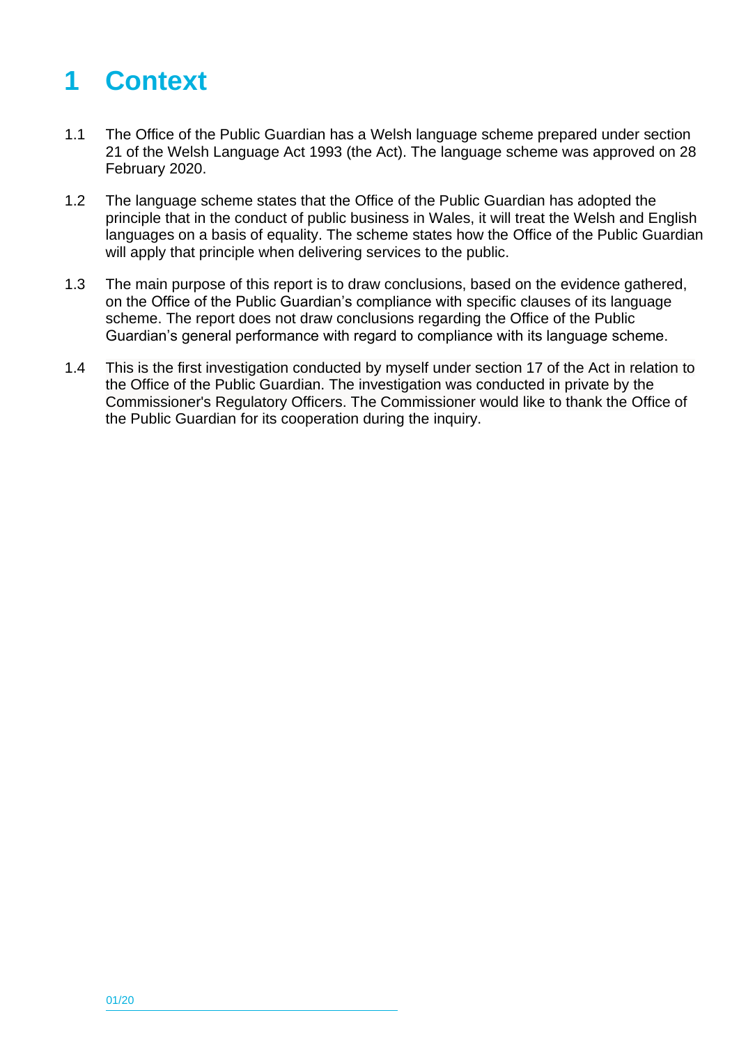# 1 Context

1.1 The Office of the Public Guardian has a Welsh language scheme prepared under section 21 of the Welsh Language Act 1993 (the Act). The language scheme was approved on 28 February 2020.

1.2 The language scheme states that the Office of the Public Guardian has adopted the principle that in the conduct of public business in Wales, it will treat the Welsh and English languages on a basis of equality. The scheme states how the Office of the Public Guardian will apply that principle when delivering services to the public.

1.3 The main purpose of this report is to draw conclusions, based on the evidence gathered, on the Office of the Public Guardian's compliance with specific clauses of its language scheme. The report does not draw conclusions regarding the Office of the Public Guardian's general performance with regard to compliance with its language scheme.

1.4 This is the first investigation conducted by myself under section 17 of the Act in relation to the Office of the Public Guardian. The investigation was conducted in private by the Commissioner's Regulatory Officers. The Commissioner would like to thank the Office of the Public Guardian for its cooperation during the inquiry.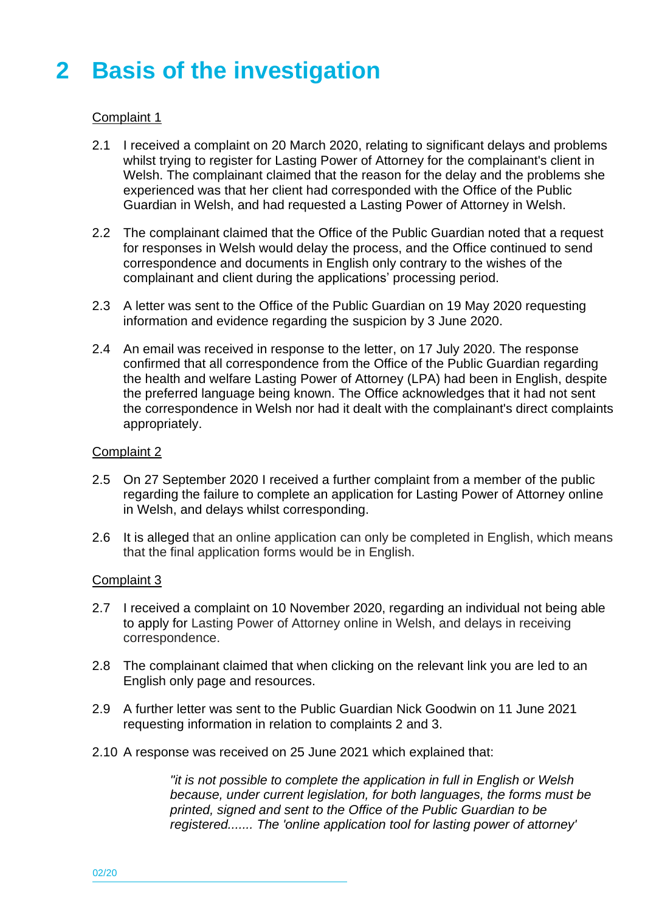# 2 Basis of the investigation

Complaint 1

2.1 I received a complaint on 20 March 2020, relating to significant delays and problems whilst trying to register for Lasting Power of Attorney for the complainant's client in Welsh. The complainant claimed that the reason for the delay and the problems she experienced was that her client had corresponded with the Office of the Public Guardian in Welsh, and had requested a Lasting Power of Attorney in Welsh.

2.2 The complainant claimed that the Office of the Public Guardian noted that a request for responses in Welsh would delay the process, and the Office continued to send correspondence and documents in English only contrary to the wishes of the complainant and client during the applications' processing period.

2.3 A letter was sent to the Office of the Public Guardian on 19 May 2020 requesting information and evidence regarding the suspicion by 3 June 2020.

2.4 An email was received in response to the letter, on 17 July 2020. The response confirmed that all correspondence from the Office of the Public Guardian regarding the health and welfare Lasting Power of Attorney (LPA) had been in English, despite the preferred language being known. The Office acknowledges that it had not sent the correspondence in Welsh nor had it dealt with the complainant's direct complaints appropriately.

Complaint 2

2.5 On 27 September 2020 I received a further complaint from a member of the public regarding the failure to complete an application for Lasting Power of Attorney online in Welsh, and delays whilst corresponding.

2.6 It is alleged that an online application can only be completed in English, which means that the final application forms would be in English.

Complaint 3

2.7 I received a complaint on 10 November 2020, regarding an individual not being able to apply for Lasting Power of Attorney online in Welsh, and delays in receiving correspondence.

2.8 The complainant claimed that when clicking on the relevant link you are led to an English only page and resources.

2.9 A further letter was sent to the Public Guardian Nick Goodwin on 11 June 2021 requesting information in relation to complaints 2 and 3.

2.10 A response was received on 25 June 2021 which explained that:

> *"it is not possible to complete the application in full in English or Welsh because, under current legislation, for both languages, the forms must be printed, signed and sent to the Office of the Public Guardian to be registered....... The 'online application tool for lasting power of attorney'*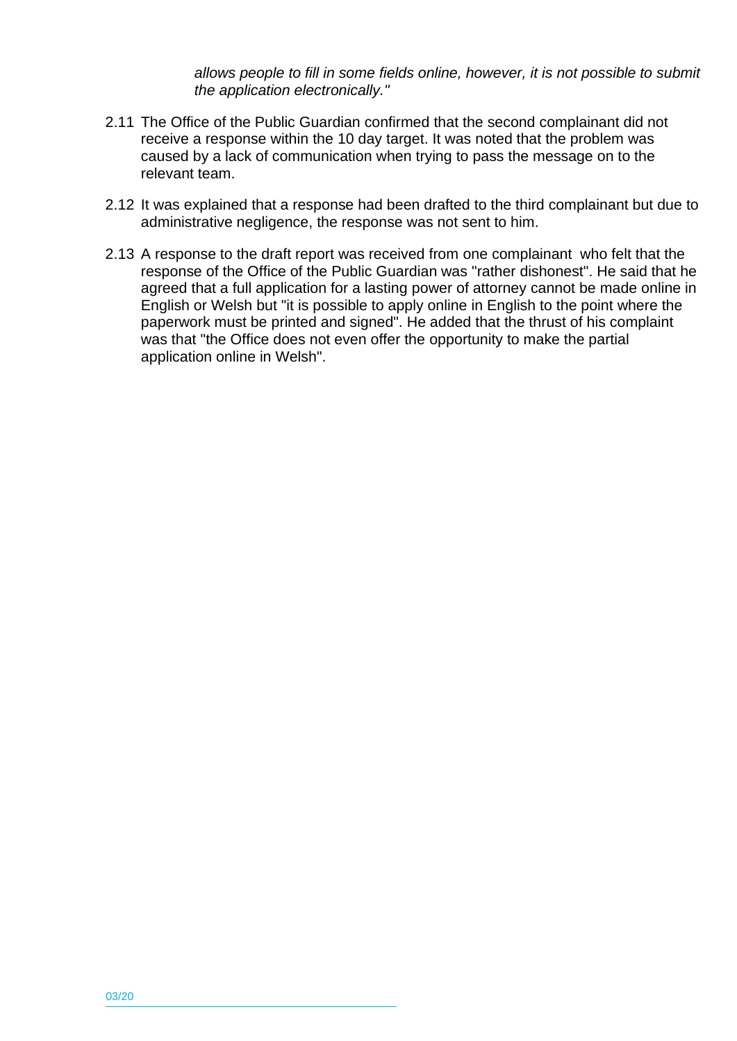*allows people to fill in some fields online, however, it is not possible to submit the application electronically."*

2.11 The Office of the Public Guardian confirmed that the second complainant did not receive a response within the 10 day target. It was noted that the problem was caused by a lack of communication when trying to pass the message on to the relevant team.

2.12 It was explained that a response had been drafted to the third complainant but due to administrative negligence, the response was not sent to him.

2.13 A response to the draft report was received from one complainant who felt that the response of the Office of the Public Guardian was "rather dishonest". He said that he agreed that a full application for a lasting power of attorney cannot be made online in English or Welsh but "it is possible to apply online in English to the point where the paperwork must be printed and signed". He added that the thrust of his complaint was that "the Office does not even offer the opportunity to make the partial application online in Welsh".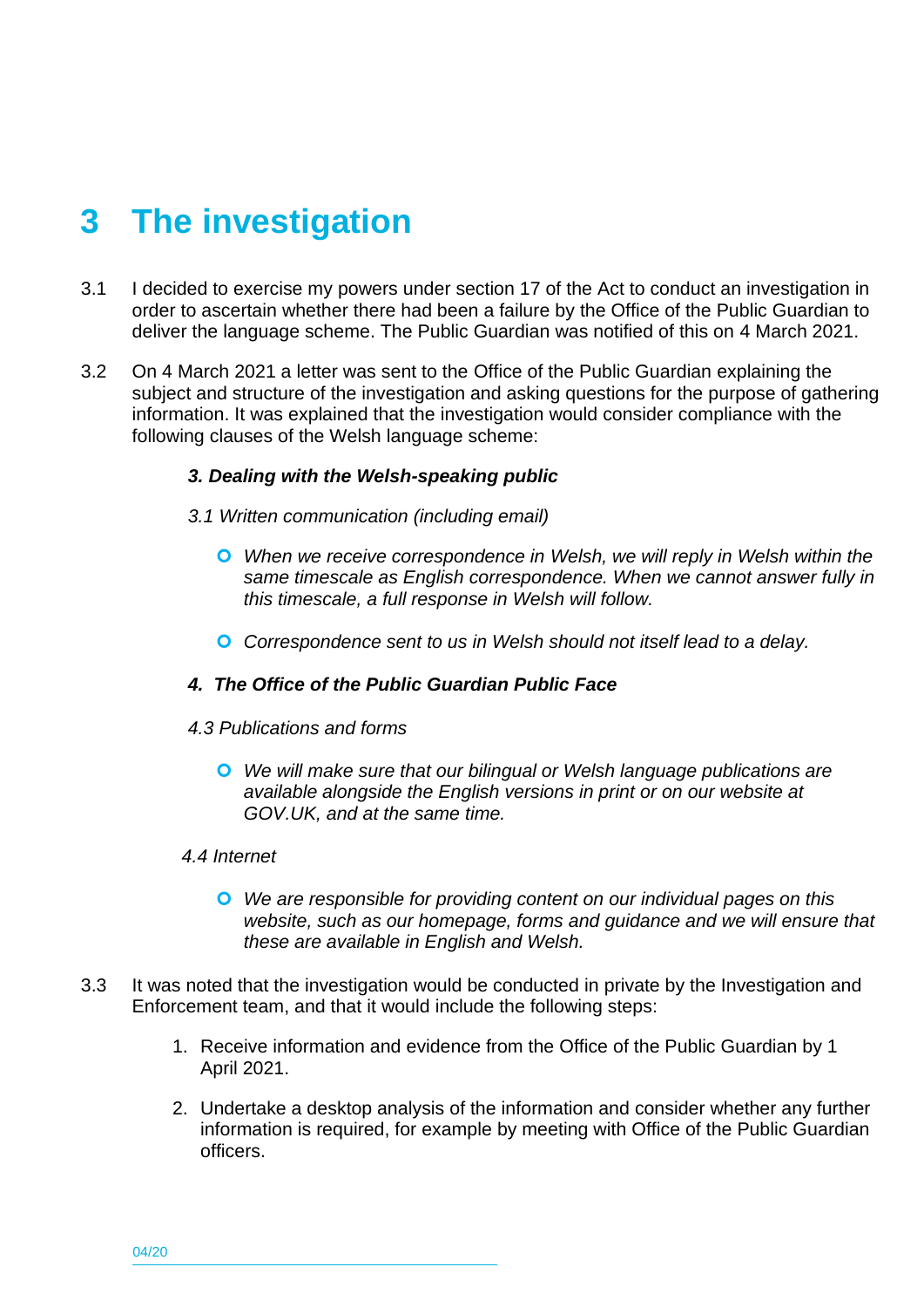# 3 The investigation

3.1 I decided to exercise my powers under section 17 of the Act to conduct an investigation in order to ascertain whether there had been a failure by the Office of the Public Guardian to deliver the language scheme. The Public Guardian was notified of this on 4 March 2021.

3.2 On 4 March 2021 a letter was sent to the Office of the Public Guardian explaining the subject and structure of the investigation and asking questions for the purpose of gathering information. It was explained that the investigation would consider compliance with the following clauses of the Welsh language scheme:

> ***3. Dealing with the Welsh-speaking public***
>
> *3.1 Written communication (including email)*
>
> - *When we receive correspondence in Welsh, we will reply in Welsh within the same timescale as English correspondence. When we cannot answer fully in this timescale, a full response in Welsh will follow.*
> - *Correspondence sent to us in Welsh should not itself lead to a delay.*
>
> ***4. The Office of the Public Guardian Public Face***
>
> *4.3 Publications and forms*
>
> - *We will make sure that our bilingual or Welsh language publications are available alongside the English versions in print or on our website at GOV.UK, and at the same time.*
>
> *4.4 Internet*
>
> - *We are responsible for providing content on our individual pages on this website, such as our homepage, forms and guidance and we will ensure that these are available in English and Welsh.*

3.3 It was noted that the investigation would be conducted in private by the Investigation and Enforcement team, and that it would include the following steps:

1. Receive information and evidence from the Office of the Public Guardian by 1 April 2021.
2. Undertake a desktop analysis of the information and consider whether any further information is required, for example by meeting with Office of the Public Guardian officers.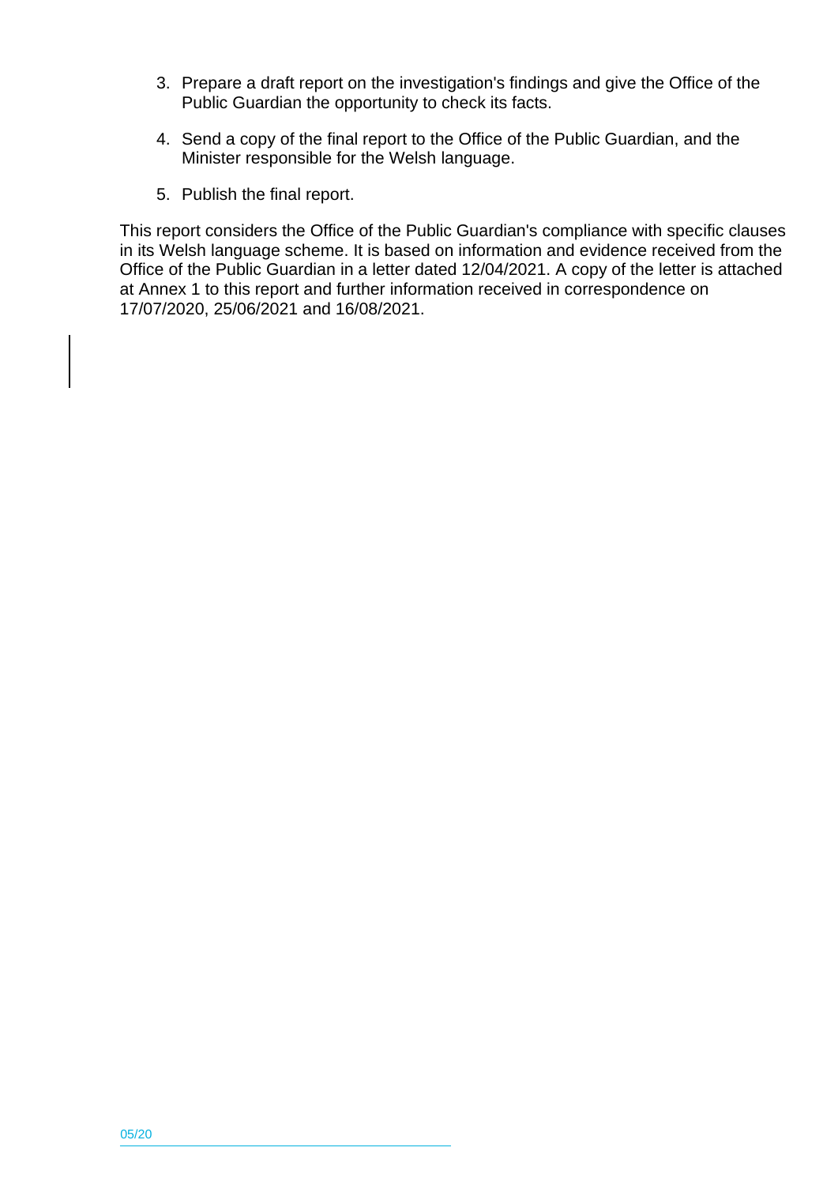3. Prepare a draft report on the investigation's findings and give the Office of the Public Guardian the opportunity to check its facts.

4. Send a copy of the final report to the Office of the Public Guardian, and the Minister responsible for the Welsh language.

5. Publish the final report.

This report considers the Office of the Public Guardian's compliance with specific clauses in its Welsh language scheme. It is based on information and evidence received from the Office of the Public Guardian in a letter dated 12/04/2021. A copy of the letter is attached at Annex 1 to this report and further information received in correspondence on 17/07/2020, 25/06/2021 and 16/08/2021.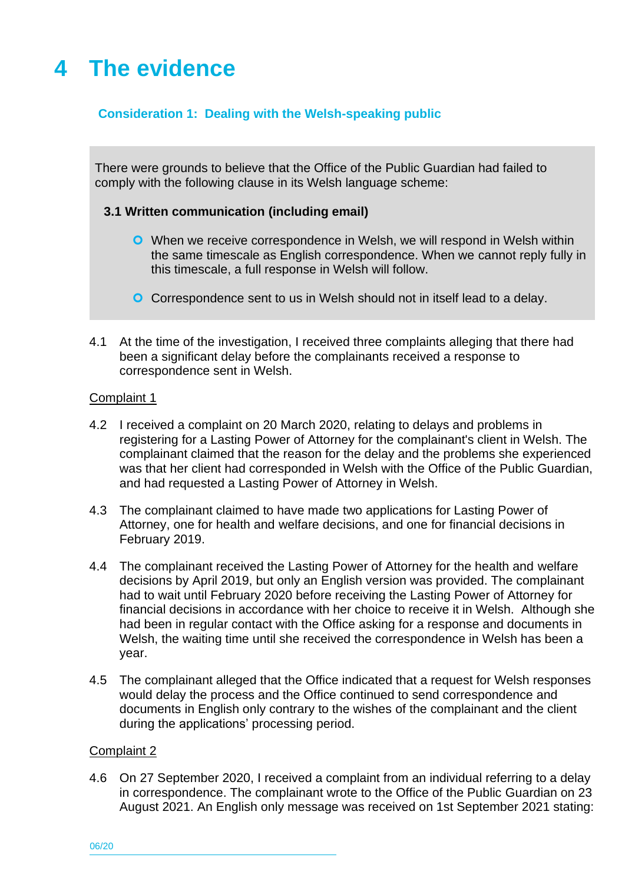# 4 The evidence

### Consideration 1: Dealing with the Welsh-speaking public

There were grounds to believe that the Office of the Public Guardian had failed to comply with the following clause in its Welsh language scheme:

**3.1 Written communication (including email)**

- When we receive correspondence in Welsh, we will respond in Welsh within the same timescale as English correspondence. When we cannot reply fully in this timescale, a full response in Welsh will follow.
- Correspondence sent to us in Welsh should not in itself lead to a delay.

4.1 At the time of the investigation, I received three complaints alleging that there had been a significant delay before the complainants received a response to correspondence sent in Welsh.

Complaint 1

4.2 I received a complaint on 20 March 2020, relating to delays and problems in registering for a Lasting Power of Attorney for the complainant's client in Welsh. The complainant claimed that the reason for the delay and the problems she experienced was that her client had corresponded in Welsh with the Office of the Public Guardian, and had requested a Lasting Power of Attorney in Welsh.

4.3 The complainant claimed to have made two applications for Lasting Power of Attorney, one for health and welfare decisions, and one for financial decisions in February 2019.

4.4 The complainant received the Lasting Power of Attorney for the health and welfare decisions by April 2019, but only an English version was provided. The complainant had to wait until February 2020 before receiving the Lasting Power of Attorney for financial decisions in accordance with her choice to receive it in Welsh. Although she had been in regular contact with the Office asking for a response and documents in Welsh, the waiting time until she received the correspondence in Welsh has been a year.

4.5 The complainant alleged that the Office indicated that a request for Welsh responses would delay the process and the Office continued to send correspondence and documents in English only contrary to the wishes of the complainant and the client during the applications' processing period.

Complaint 2

4.6 On 27 September 2020, I received a complaint from an individual referring to a delay in correspondence. The complainant wrote to the Office of the Public Guardian on 23 August 2021. An English only message was received on 1st September 2021 stating: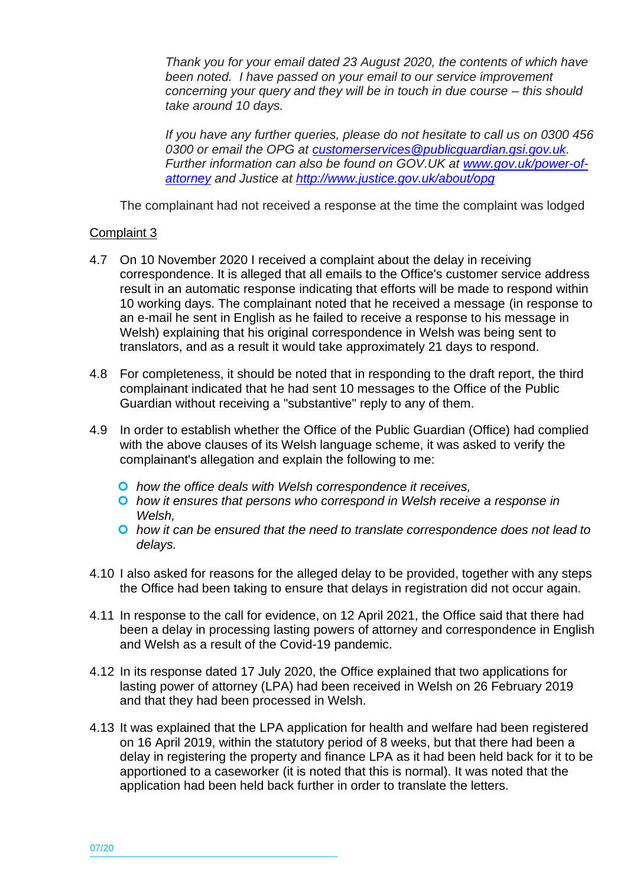*Thank you for your email dated 23 August 2020, the contents of which have been noted. I have passed on your email to our service improvement concerning your query and they will be in touch in due course – this should take around 10 days.*

*If you have any further queries, please do not hesitate to call us on 0300 456 0300 or email the OPG at [customerservices@publicguardian.gsi.gov.uk](mailto:customerservices@publicguardian.gsi.gov.uk). Further information can also be found on GOV.UK at [www.gov.uk/power-of-attorney](http://www.gov.uk/power-of-attorney) and Justice at [http://www.justice.gov.uk/about/opg](http://www.justice.gov.uk/about/opg)*

The complainant had not received a response at the time the complaint was lodged

Complaint 3

4.7 On 10 November 2020 I received a complaint about the delay in receiving correspondence. It is alleged that all emails to the Office's customer service address result in an automatic response indicating that efforts will be made to respond within 10 working days. The complainant noted that he received a message (in response to an e-mail he sent in English as he failed to receive a response to his message in Welsh) explaining that his original correspondence in Welsh was being sent to translators, and as a result it would take approximately 21 days to respond.

4.8 For completeness, it should be noted that in responding to the draft report, the third complainant indicated that he had sent 10 messages to the Office of the Public Guardian without receiving a "substantive" reply to any of them.

4.9 In order to establish whether the Office of the Public Guardian (Office) had complied with the above clauses of its Welsh language scheme, it was asked to verify the complainant's allegation and explain the following to me:

- *how the office deals with Welsh correspondence it receives,*
- *how it ensures that persons who correspond in Welsh receive a response in Welsh,*
- *how it can be ensured that the need to translate correspondence does not lead to delays.*

4.10 I also asked for reasons for the alleged delay to be provided, together with any steps the Office had been taking to ensure that delays in registration did not occur again.

4.11 In response to the call for evidence, on 12 April 2021, the Office said that there had been a delay in processing lasting powers of attorney and correspondence in English and Welsh as a result of the Covid-19 pandemic.

4.12 In its response dated 17 July 2020, the Office explained that two applications for lasting power of attorney (LPA) had been received in Welsh on 26 February 2019 and that they had been processed in Welsh.

4.13 It was explained that the LPA application for health and welfare had been registered on 16 April 2019, within the statutory period of 8 weeks, but that there had been a delay in registering the property and finance LPA as it had been held back for it to be apportioned to a caseworker (it is noted that this is normal). It was noted that the application had been held back further in order to translate the letters.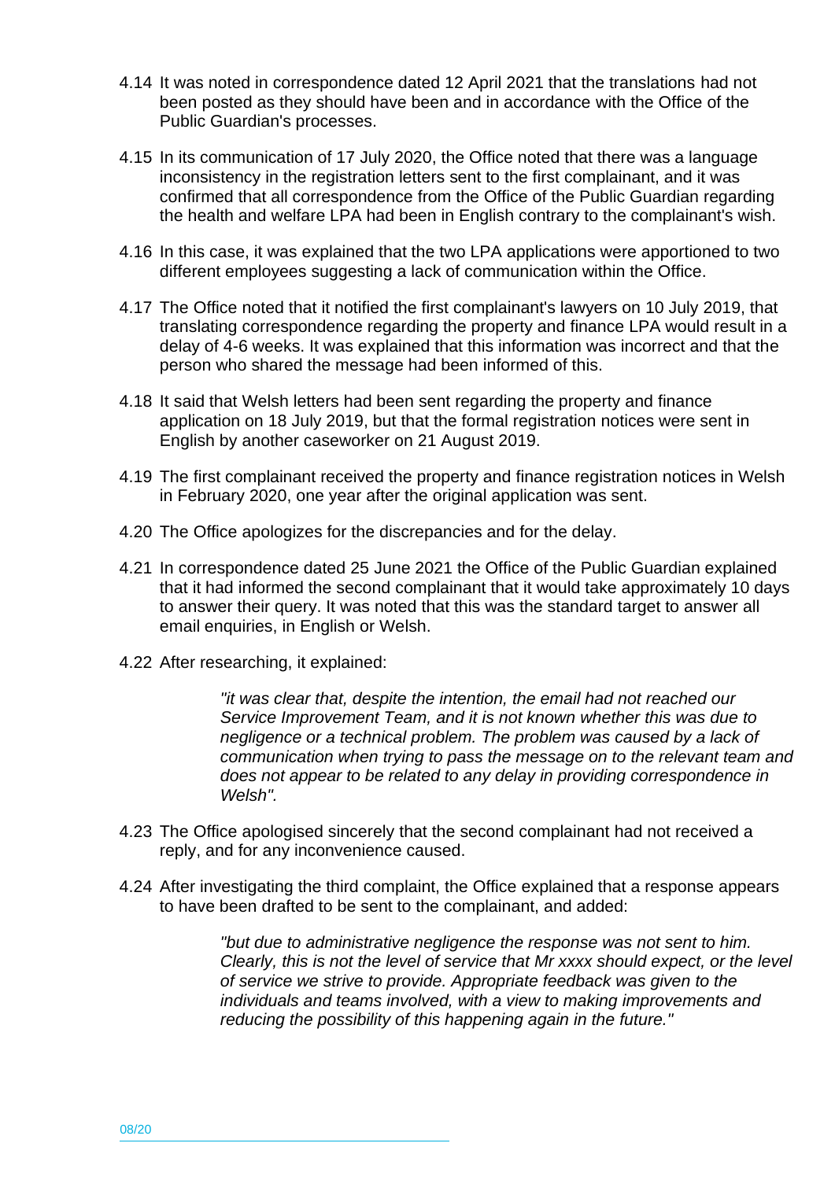4.14 It was noted in correspondence dated 12 April 2021 that the translations had not been posted as they should have been and in accordance with the Office of the Public Guardian's processes.

4.15 In its communication of 17 July 2020, the Office noted that there was a language inconsistency in the registration letters sent to the first complainant, and it was confirmed that all correspondence from the Office of the Public Guardian regarding the health and welfare LPA had been in English contrary to the complainant's wish.

4.16 In this case, it was explained that the two LPA applications were apportioned to two different employees suggesting a lack of communication within the Office.

4.17 The Office noted that it notified the first complainant's lawyers on 10 July 2019, that translating correspondence regarding the property and finance LPA would result in a delay of 4-6 weeks. It was explained that this information was incorrect and that the person who shared the message had been informed of this.

4.18 It said that Welsh letters had been sent regarding the property and finance application on 18 July 2019, but that the formal registration notices were sent in English by another caseworker on 21 August 2019.

4.19 The first complainant received the property and finance registration notices in Welsh in February 2020, one year after the original application was sent.

4.20 The Office apologizes for the discrepancies and for the delay.

4.21 In correspondence dated 25 June 2021 the Office of the Public Guardian explained that it had informed the second complainant that it would take approximately 10 days to answer their query. It was noted that this was the standard target to answer all email enquiries, in English or Welsh.

4.22 After researching, it explained:

> *"it was clear that, despite the intention, the email had not reached our Service Improvement Team, and it is not known whether this was due to negligence or a technical problem. The problem was caused by a lack of communication when trying to pass the message on to the relevant team and does not appear to be related to any delay in providing correspondence in Welsh".*

4.23 The Office apologised sincerely that the second complainant had not received a reply, and for any inconvenience caused.

4.24 After investigating the third complaint, the Office explained that a response appears to have been drafted to be sent to the complainant, and added:

> *"but due to administrative negligence the response was not sent to him. Clearly, this is not the level of service that Mr xxxx should expect, or the level of service we strive to provide. Appropriate feedback was given to the individuals and teams involved, with a view to making improvements and reducing the possibility of this happening again in the future."*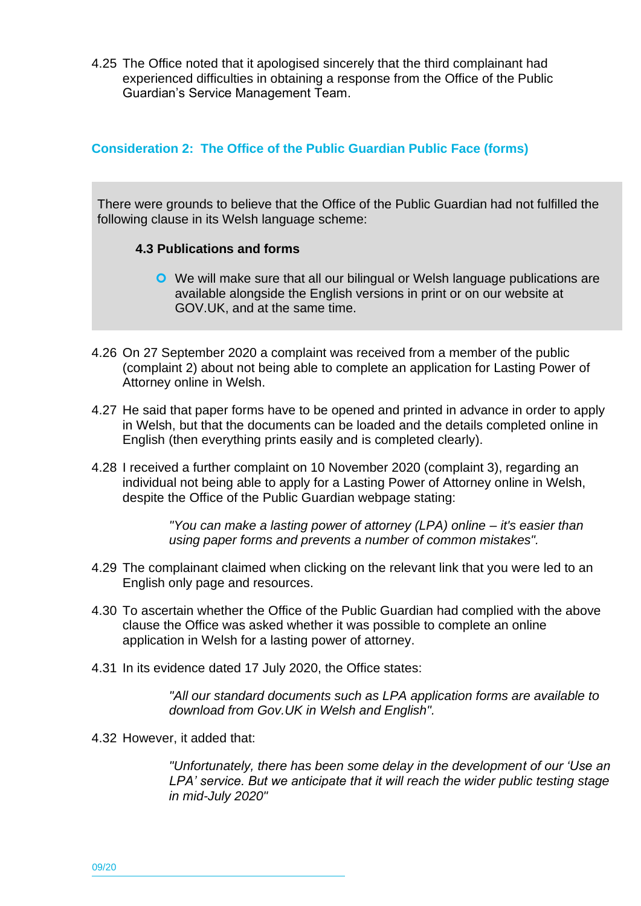4.25 The Office noted that it apologised sincerely that the third complainant had experienced difficulties in obtaining a response from the Office of the Public Guardian's Service Management Team.

## Consideration 2: The Office of the Public Guardian Public Face (forms)

There were grounds to believe that the Office of the Public Guardian had not fulfilled the following clause in its Welsh language scheme:

**4.3 Publications and forms**

- We will make sure that all our bilingual or Welsh language publications are available alongside the English versions in print or on our website at GOV.UK, and at the same time.

4.26 On 27 September 2020 a complaint was received from a member of the public (complaint 2) about not being able to complete an application for Lasting Power of Attorney online in Welsh.

4.27 He said that paper forms have to be opened and printed in advance in order to apply in Welsh, but that the documents can be loaded and the details completed online in English (then everything prints easily and is completed clearly).

4.28 I received a further complaint on 10 November 2020 (complaint 3), regarding an individual not being able to apply for a Lasting Power of Attorney online in Welsh, despite the Office of the Public Guardian webpage stating:

> *"You can make a lasting power of attorney (LPA) online – it's easier than using paper forms and prevents a number of common mistakes".*

4.29 The complainant claimed when clicking on the relevant link that you were led to an English only page and resources.

4.30 To ascertain whether the Office of the Public Guardian had complied with the above clause the Office was asked whether it was possible to complete an online application in Welsh for a lasting power of attorney.

4.31 In its evidence dated 17 July 2020, the Office states:

> *"All our standard documents such as LPA application forms are available to download from Gov.UK in Welsh and English".*

4.32 However, it added that:

> *"Unfortunately, there has been some delay in the development of our 'Use an LPA' service. But we anticipate that it will reach the wider public testing stage in mid-July 2020"*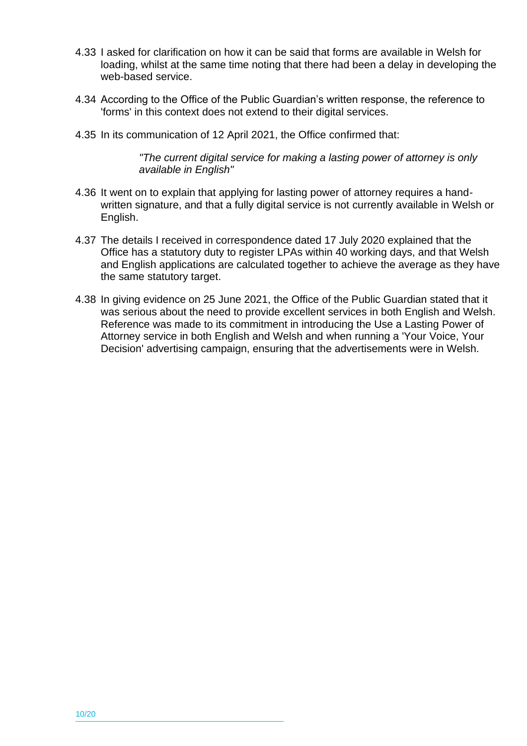4.33 I asked for clarification on how it can be said that forms are available in Welsh for loading, whilst at the same time noting that there had been a delay in developing the web-based service.

4.34 According to the Office of the Public Guardian's written response, the reference to 'forms' in this context does not extend to their digital services.

4.35 In its communication of 12 April 2021, the Office confirmed that:

> *"The current digital service for making a lasting power of attorney is only available in English"*

4.36 It went on to explain that applying for lasting power of attorney requires a hand-written signature, and that a fully digital service is not currently available in Welsh or English.

4.37 The details I received in correspondence dated 17 July 2020 explained that the Office has a statutory duty to register LPAs within 40 working days, and that Welsh and English applications are calculated together to achieve the average as they have the same statutory target.

4.38 In giving evidence on 25 June 2021, the Office of the Public Guardian stated that it was serious about the need to provide excellent services in both English and Welsh. Reference was made to its commitment in introducing the Use a Lasting Power of Attorney service in both English and Welsh and when running a 'Your Voice, Your Decision' advertising campaign, ensuring that the advertisements were in Welsh.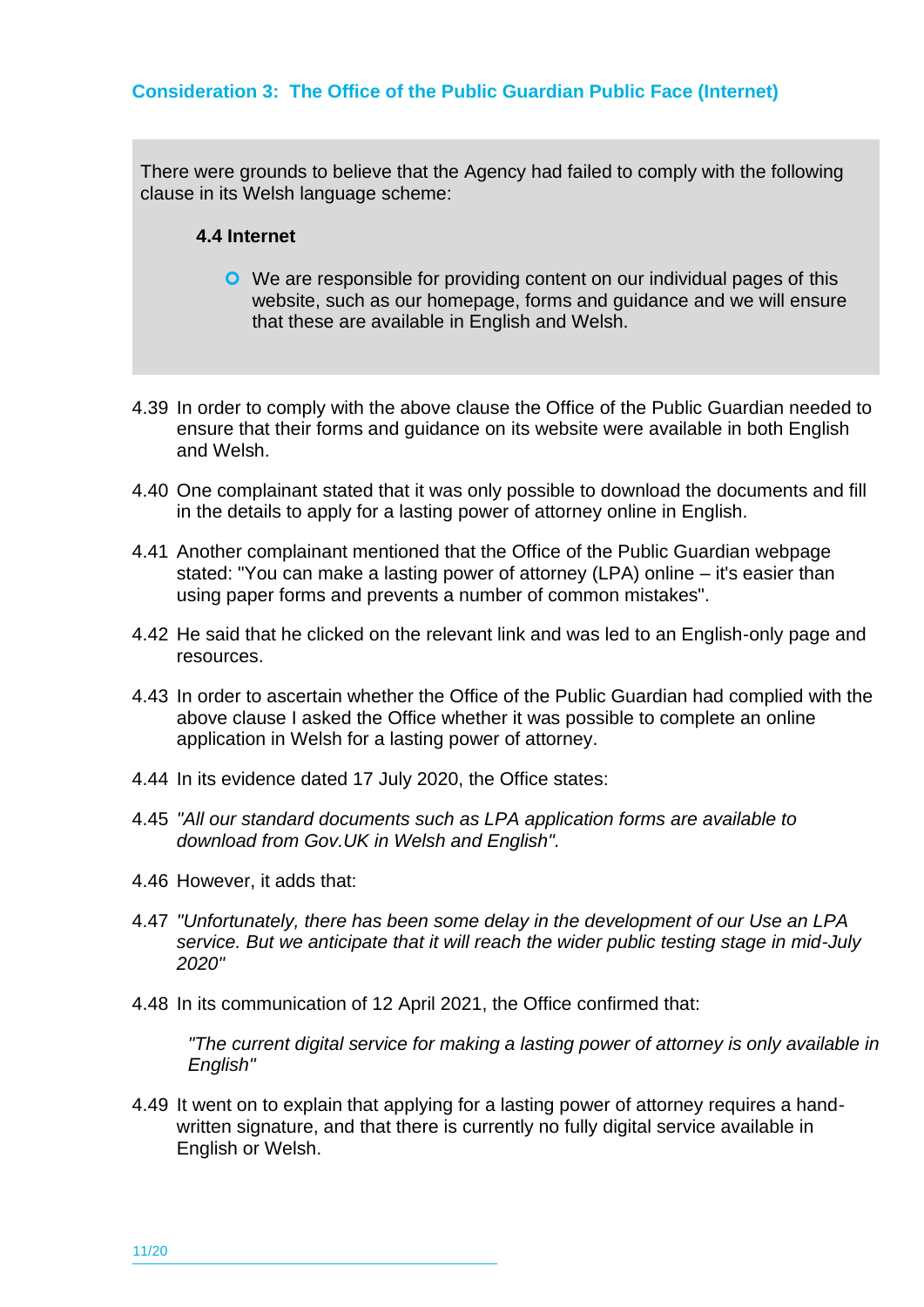### Consideration 3: The Office of the Public Guardian Public Face (Internet)

There were grounds to believe that the Agency had failed to comply with the following clause in its Welsh language scheme:

**4.4 Internet**

- We are responsible for providing content on our individual pages of this website, such as our homepage, forms and guidance and we will ensure that these are available in English and Welsh.

4.39 In order to comply with the above clause the Office of the Public Guardian needed to ensure that their forms and guidance on its website were available in both English and Welsh.

4.40 One complainant stated that it was only possible to download the documents and fill in the details to apply for a lasting power of attorney online in English.

4.41 Another complainant mentioned that the Office of the Public Guardian webpage stated: "You can make a lasting power of attorney (LPA) online – it's easier than using paper forms and prevents a number of common mistakes".

4.42 He said that he clicked on the relevant link and was led to an English-only page and resources.

4.43 In order to ascertain whether the Office of the Public Guardian had complied with the above clause I asked the Office whether it was possible to complete an online application in Welsh for a lasting power of attorney.

4.44 In its evidence dated 17 July 2020, the Office states:

4.45 *"All our standard documents such as LPA application forms are available to download from Gov.UK in Welsh and English".*

4.46 However, it adds that:

4.47 *"Unfortunately, there has been some delay in the development of our Use an LPA service. But we anticipate that it will reach the wider public testing stage in mid-July 2020"*

4.48 In its communication of 12 April 2021, the Office confirmed that:

> *"The current digital service for making a lasting power of attorney is only available in English"*

4.49 It went on to explain that applying for a lasting power of attorney requires a hand-written signature, and that there is currently no fully digital service available in English or Welsh.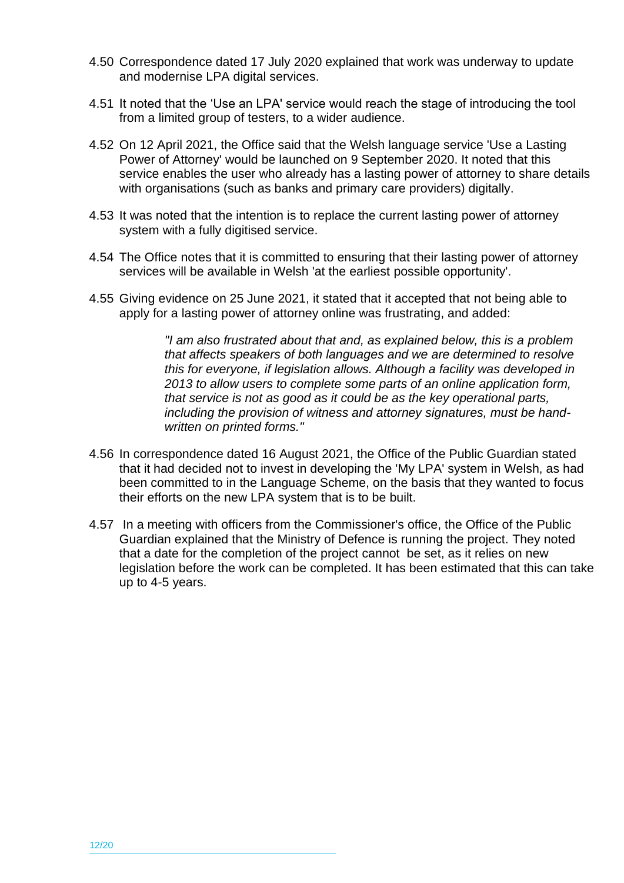4.50 Correspondence dated 17 July 2020 explained that work was underway to update and modernise LPA digital services.

4.51 It noted that the 'Use an LPA' service would reach the stage of introducing the tool from a limited group of testers, to a wider audience.

4.52 On 12 April 2021, the Office said that the Welsh language service 'Use a Lasting Power of Attorney' would be launched on 9 September 2020. It noted that this service enables the user who already has a lasting power of attorney to share details with organisations (such as banks and primary care providers) digitally.

4.53 It was noted that the intention is to replace the current lasting power of attorney system with a fully digitised service.

4.54 The Office notes that it is committed to ensuring that their lasting power of attorney services will be available in Welsh 'at the earliest possible opportunity'.

4.55 Giving evidence on 25 June 2021, it stated that it accepted that not being able to apply for a lasting power of attorney online was frustrating, and added:

> *"I am also frustrated about that and, as explained below, this is a problem that affects speakers of both languages and we are determined to resolve this for everyone, if legislation allows. Although a facility was developed in 2013 to allow users to complete some parts of an online application form, that service is not as good as it could be as the key operational parts, including the provision of witness and attorney signatures, must be hand-written on printed forms."*

4.56 In correspondence dated 16 August 2021, the Office of the Public Guardian stated that it had decided not to invest in developing the 'My LPA' system in Welsh, as had been committed to in the Language Scheme, on the basis that they wanted to focus their efforts on the new LPA system that is to be built.

4.57 In a meeting with officers from the Commissioner's office, the Office of the Public Guardian explained that the Ministry of Defence is running the project. They noted that a date for the completion of the project cannot be set, as it relies on new legislation before the work can be completed. It has been estimated that this can take up to 4-5 years.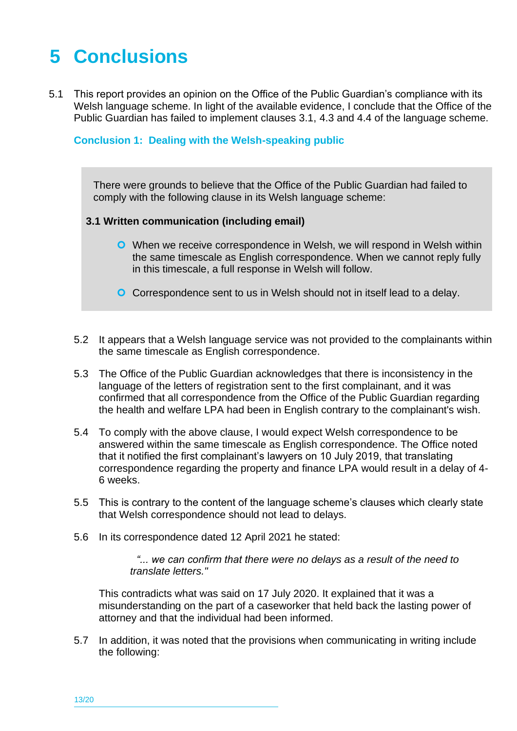# 5 Conclusions

5.1 This report provides an opinion on the Office of the Public Guardian's compliance with its Welsh language scheme. In light of the available evidence, I conclude that the Office of the Public Guardian has failed to implement clauses 3.1, 4.3 and 4.4 of the language scheme.

### Conclusion 1: Dealing with the Welsh-speaking public

> There were grounds to believe that the Office of the Public Guardian had failed to comply with the following clause in its Welsh language scheme:
>
> **3.1 Written communication (including email)**
>
> - When we receive correspondence in Welsh, we will respond in Welsh within the same timescale as English correspondence. When we cannot reply fully in this timescale, a full response in Welsh will follow.
> - Correspondence sent to us in Welsh should not in itself lead to a delay.

5.2 It appears that a Welsh language service was not provided to the complainants within the same timescale as English correspondence.

5.3 The Office of the Public Guardian acknowledges that there is inconsistency in the language of the letters of registration sent to the first complainant, and it was confirmed that all correspondence from the Office of the Public Guardian regarding the health and welfare LPA had been in English contrary to the complainant's wish.

5.4 To comply with the above clause, I would expect Welsh correspondence to be answered within the same timescale as English correspondence. The Office noted that it notified the first complainant's lawyers on 10 July 2019, that translating correspondence regarding the property and finance LPA would result in a delay of 4-6 weeks.

5.5 This is contrary to the content of the language scheme's clauses which clearly state that Welsh correspondence should not lead to delays.

5.6 In its correspondence dated 12 April 2021 he stated:

> *"... we can confirm that there were no delays as a result of the need to translate letters."*

This contradicts what was said on 17 July 2020. It explained that it was a misunderstanding on the part of a caseworker that held back the lasting power of attorney and that the individual had been informed.

5.7 In addition, it was noted that the provisions when communicating in writing include the following: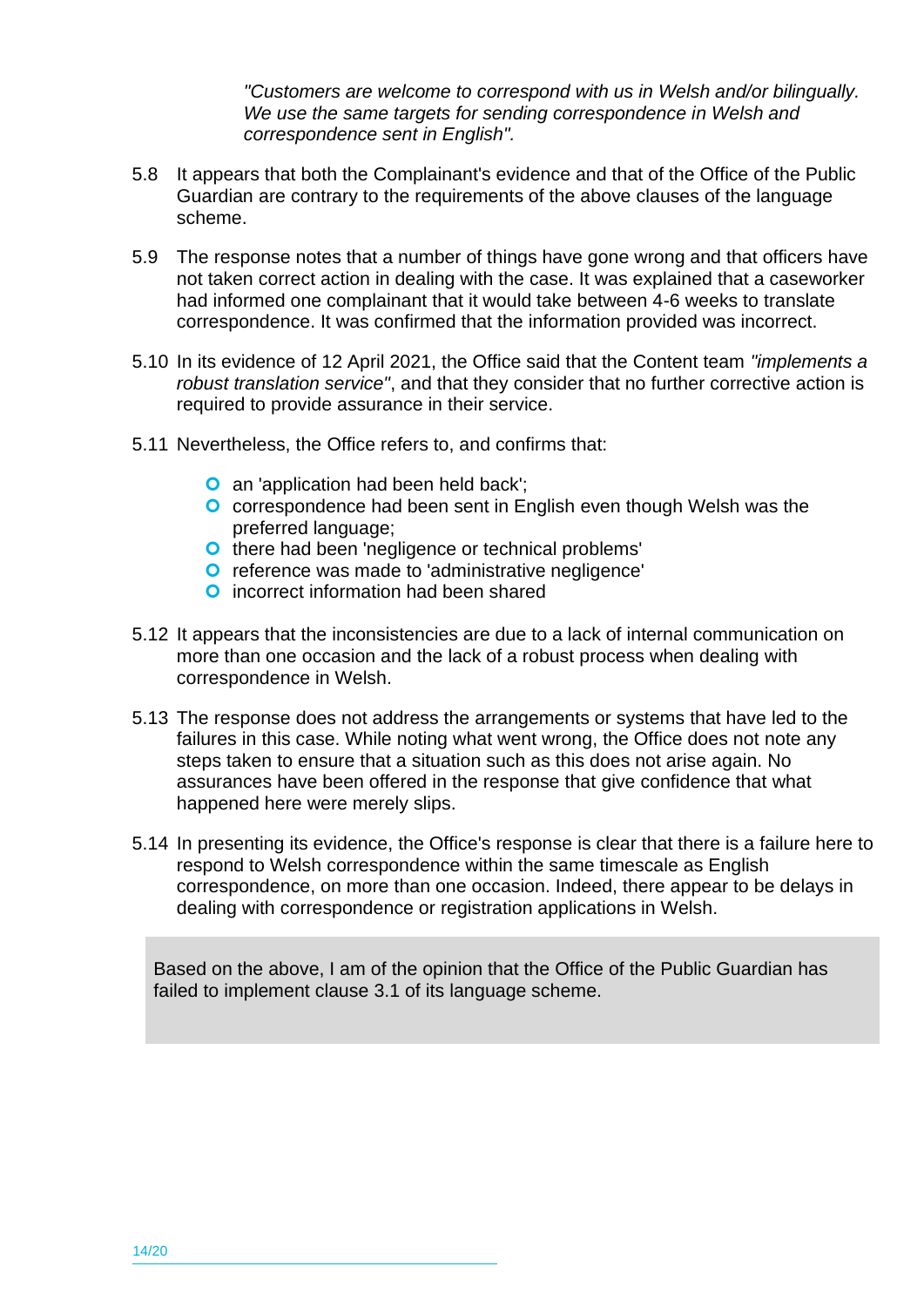*"Customers are welcome to correspond with us in Welsh and/or bilingually. We use the same targets for sending correspondence in Welsh and correspondence sent in English".*

5.8 It appears that both the Complainant's evidence and that of the Office of the Public Guardian are contrary to the requirements of the above clauses of the language scheme.

5.9 The response notes that a number of things have gone wrong and that officers have not taken correct action in dealing with the case. It was explained that a caseworker had informed one complainant that it would take between 4-6 weeks to translate correspondence. It was confirmed that the information provided was incorrect.

5.10 In its evidence of 12 April 2021, the Office said that the Content team *"implements a robust translation service"*, and that they consider that no further corrective action is required to provide assurance in their service.

5.11 Nevertheless, the Office refers to, and confirms that:

- an 'application had been held back';
- correspondence had been sent in English even though Welsh was the preferred language;
- there had been 'negligence or technical problems'
- reference was made to 'administrative negligence'
- incorrect information had been shared

5.12 It appears that the inconsistencies are due to a lack of internal communication on more than one occasion and the lack of a robust process when dealing with correspondence in Welsh.

5.13 The response does not address the arrangements or systems that have led to the failures in this case. While noting what went wrong, the Office does not note any steps taken to ensure that a situation such as this does not arise again. No assurances have been offered in the response that give confidence that what happened here were merely slips.

5.14 In presenting its evidence, the Office's response is clear that there is a failure here to respond to Welsh correspondence within the same timescale as English correspondence, on more than one occasion. Indeed, there appear to be delays in dealing with correspondence or registration applications in Welsh.

Based on the above, I am of the opinion that the Office of the Public Guardian has failed to implement clause 3.1 of its language scheme.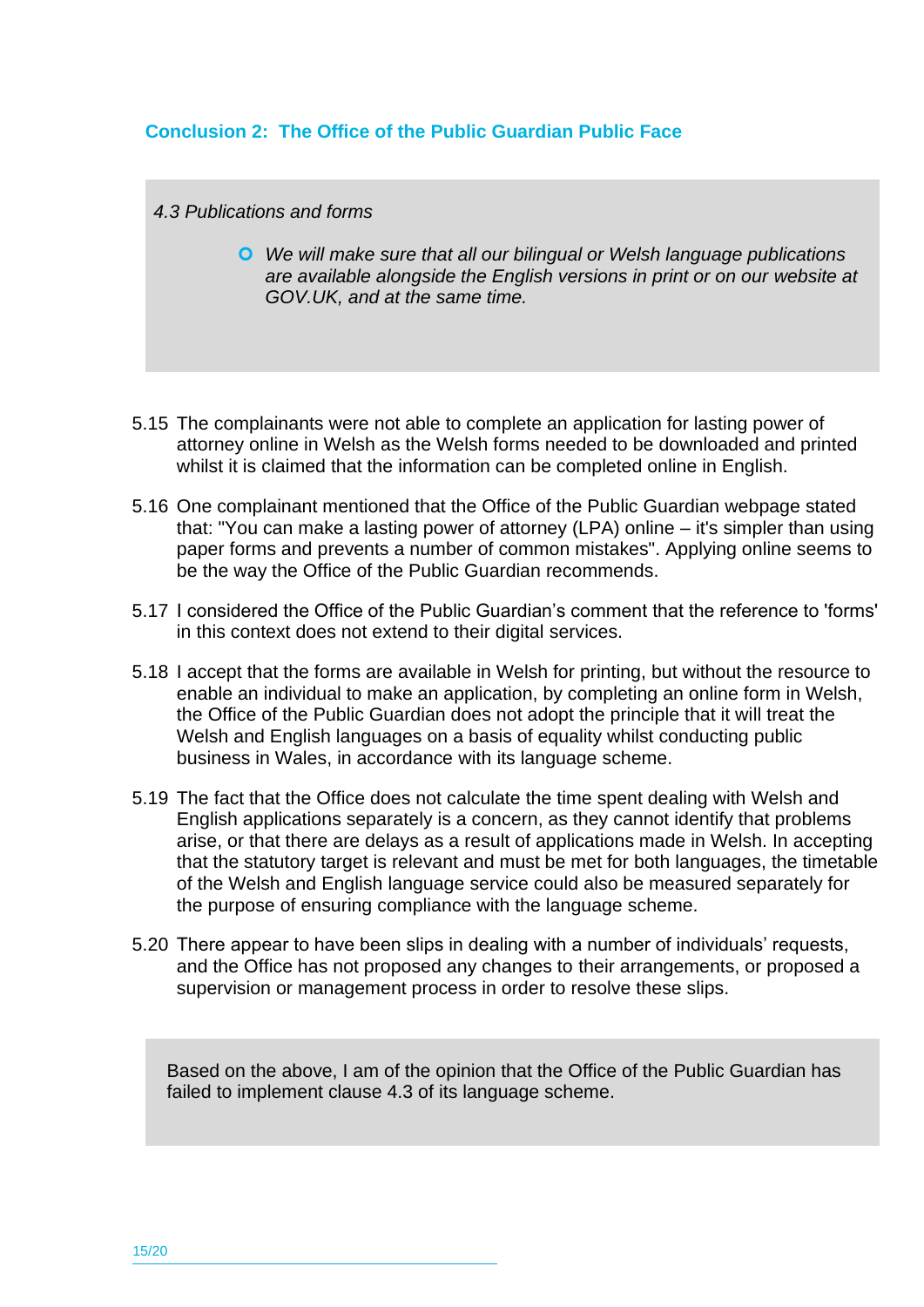### Conclusion 2: The Office of the Public Guardian Public Face

*4.3 Publications and forms*

- *We will make sure that all our bilingual or Welsh language publications are available alongside the English versions in print or on our website at GOV.UK, and at the same time.*

5.15 The complainants were not able to complete an application for lasting power of attorney online in Welsh as the Welsh forms needed to be downloaded and printed whilst it is claimed that the information can be completed online in English.

5.16 One complainant mentioned that the Office of the Public Guardian webpage stated that: "You can make a lasting power of attorney (LPA) online – it's simpler than using paper forms and prevents a number of common mistakes". Applying online seems to be the way the Office of the Public Guardian recommends.

5.17 I considered the Office of the Public Guardian's comment that the reference to 'forms' in this context does not extend to their digital services.

5.18 I accept that the forms are available in Welsh for printing, but without the resource to enable an individual to make an application, by completing an online form in Welsh, the Office of the Public Guardian does not adopt the principle that it will treat the Welsh and English languages on a basis of equality whilst conducting public business in Wales, in accordance with its language scheme.

5.19 The fact that the Office does not calculate the time spent dealing with Welsh and English applications separately is a concern, as they cannot identify that problems arise, or that there are delays as a result of applications made in Welsh. In accepting that the statutory target is relevant and must be met for both languages, the timetable of the Welsh and English language service could also be measured separately for the purpose of ensuring compliance with the language scheme.

5.20 There appear to have been slips in dealing with a number of individuals' requests, and the Office has not proposed any changes to their arrangements, or proposed a supervision or management process in order to resolve these slips.

Based on the above, I am of the opinion that the Office of the Public Guardian has failed to implement clause 4.3 of its language scheme.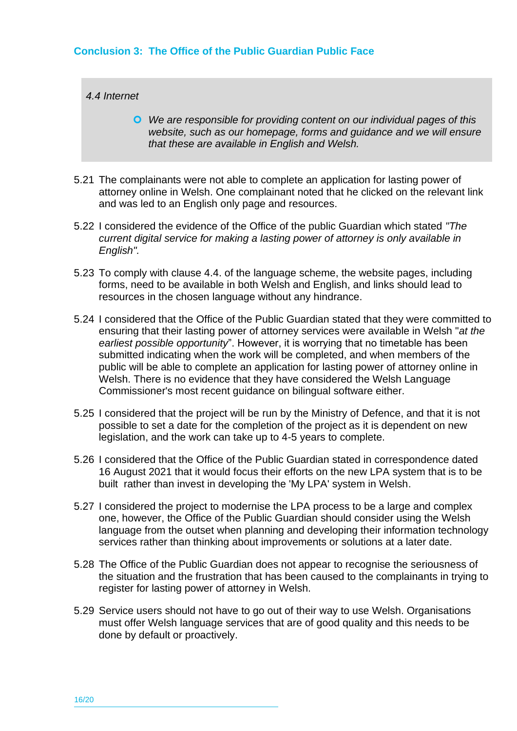### Conclusion 3: The Office of the Public Guardian Public Face

*4.4 Internet*

- *We are responsible for providing content on our individual pages of this website, such as our homepage, forms and guidance and we will ensure that these are available in English and Welsh.*

5.21 The complainants were not able to complete an application for lasting power of attorney online in Welsh. One complainant noted that he clicked on the relevant link and was led to an English only page and resources.

5.22 I considered the evidence of the Office of the public Guardian which stated *"The current digital service for making a lasting power of attorney is only available in English".*

5.23 To comply with clause 4.4. of the language scheme, the website pages, including forms, need to be available in both Welsh and English, and links should lead to resources in the chosen language without any hindrance.

5.24 I considered that the Office of the Public Guardian stated that they were committed to ensuring that their lasting power of attorney services were available in Welsh "*at the earliest possible opportunity*". However, it is worrying that no timetable has been submitted indicating when the work will be completed, and when members of the public will be able to complete an application for lasting power of attorney online in Welsh. There is no evidence that they have considered the Welsh Language Commissioner's most recent guidance on bilingual software either.

5.25 I considered that the project will be run by the Ministry of Defence, and that it is not possible to set a date for the completion of the project as it is dependent on new legislation, and the work can take up to 4-5 years to complete.

5.26 I considered that the Office of the Public Guardian stated in correspondence dated 16 August 2021 that it would focus their efforts on the new LPA system that is to be built rather than invest in developing the 'My LPA' system in Welsh.

5.27 I considered the project to modernise the LPA process to be a large and complex one, however, the Office of the Public Guardian should consider using the Welsh language from the outset when planning and developing their information technology services rather than thinking about improvements or solutions at a later date.

5.28 The Office of the Public Guardian does not appear to recognise the seriousness of the situation and the frustration that has been caused to the complainants in trying to register for lasting power of attorney in Welsh.

5.29 Service users should not have to go out of their way to use Welsh. Organisations must offer Welsh language services that are of good quality and this needs to be done by default or proactively.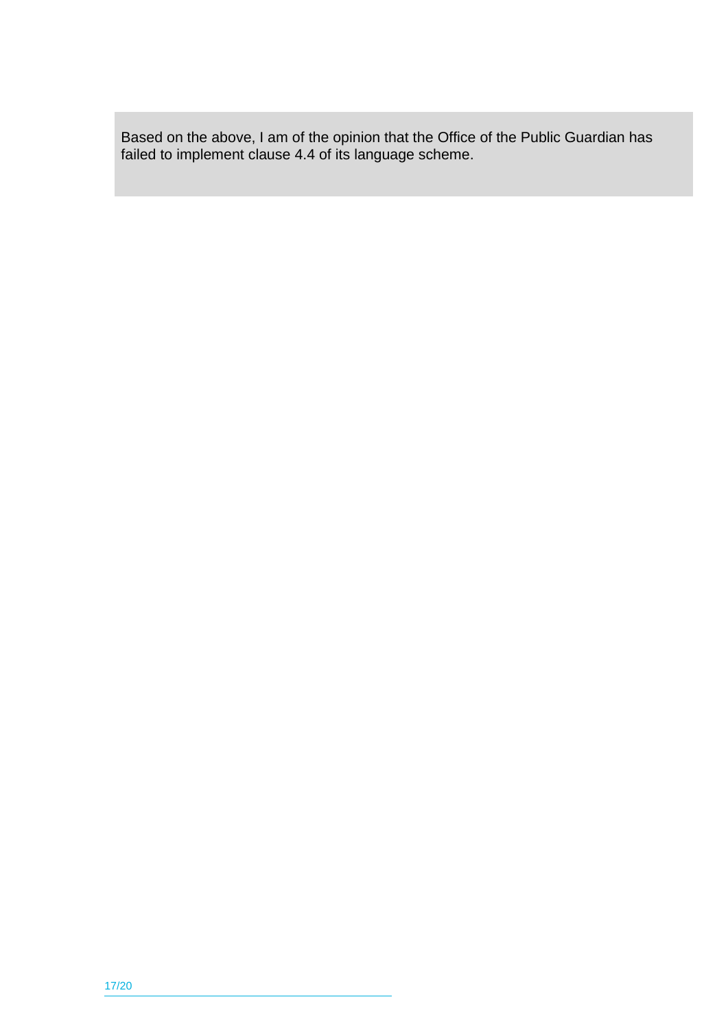Based on the above, I am of the opinion that the Office of the Public Guardian has failed to implement clause 4.4 of its language scheme.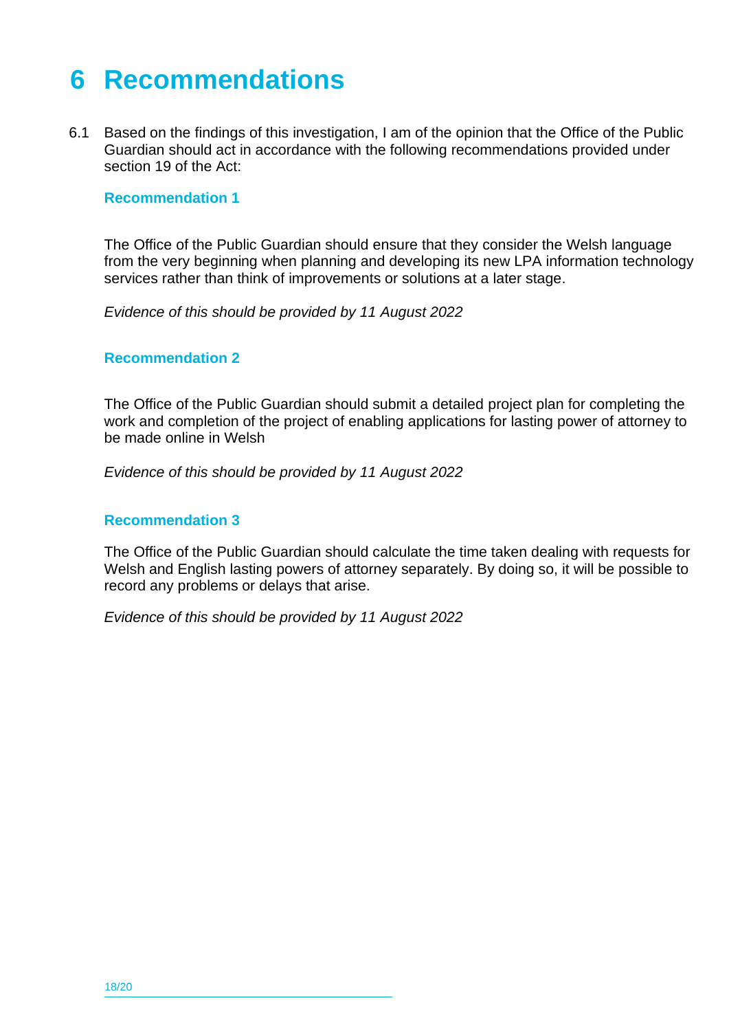# 6 Recommendations

6.1 Based on the findings of this investigation, I am of the opinion that the Office of the Public Guardian should act in accordance with the following recommendations provided under section 19 of the Act:

### Recommendation 1

The Office of the Public Guardian should ensure that they consider the Welsh language from the very beginning when planning and developing its new LPA information technology services rather than think of improvements or solutions at a later stage.

*Evidence of this should be provided by 11 August 2022*

### Recommendation 2

The Office of the Public Guardian should submit a detailed project plan for completing the work and completion of the project of enabling applications for lasting power of attorney to be made online in Welsh

*Evidence of this should be provided by 11 August 2022*

### Recommendation 3

The Office of the Public Guardian should calculate the time taken dealing with requests for Welsh and English lasting powers of attorney separately. By doing so, it will be possible to record any problems or delays that arise.

*Evidence of this should be provided by 11 August 2022*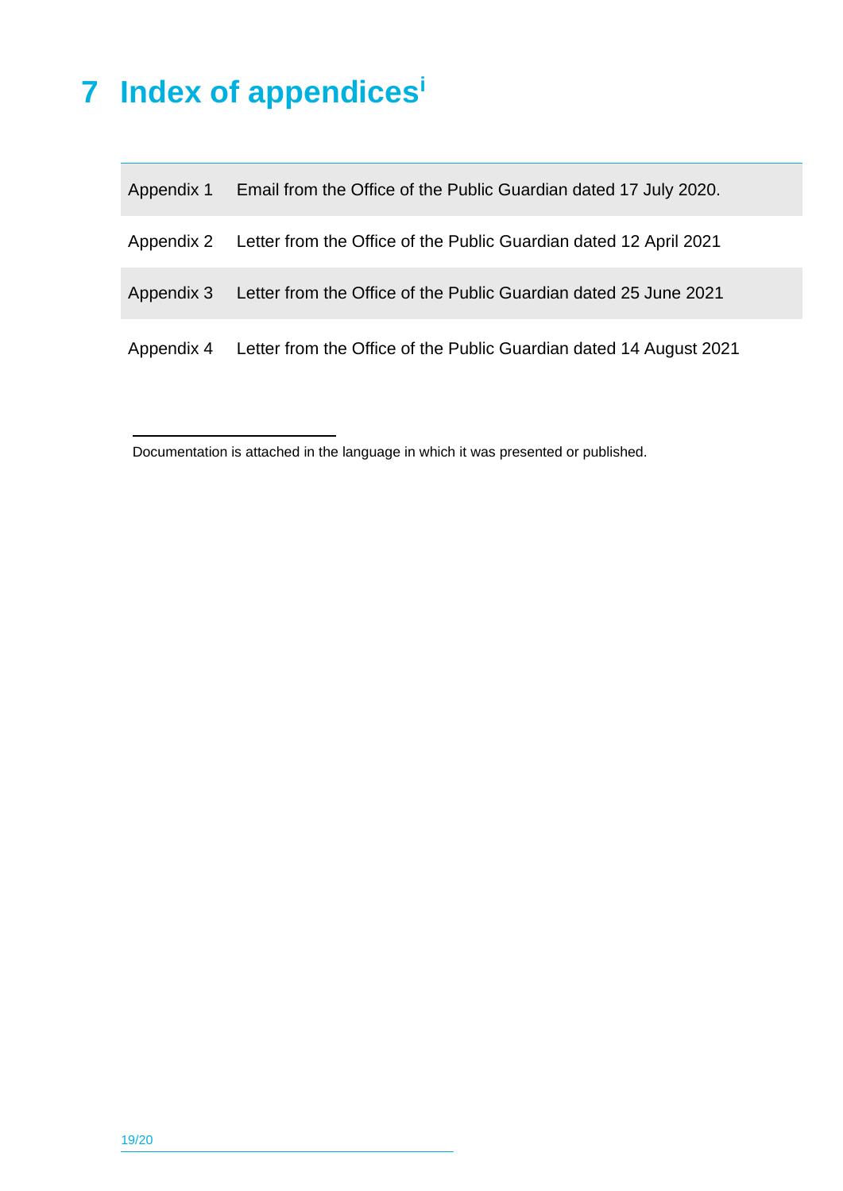# 7 Index of appendices[i]

| | |
|---|---|
| Appendix 1 | Email from the Office of the Public Guardian dated 17 July 2020. |
| Appendix 2 | Letter from the Office of the Public Guardian dated 12 April 2021 |
| Appendix 3 | Letter from the Office of the Public Guardian dated 25 June 2021 |
| Appendix 4 | Letter from the Office of the Public Guardian dated 14 August 2021 |

---

Documentation is attached in the language in which it was presented or published.